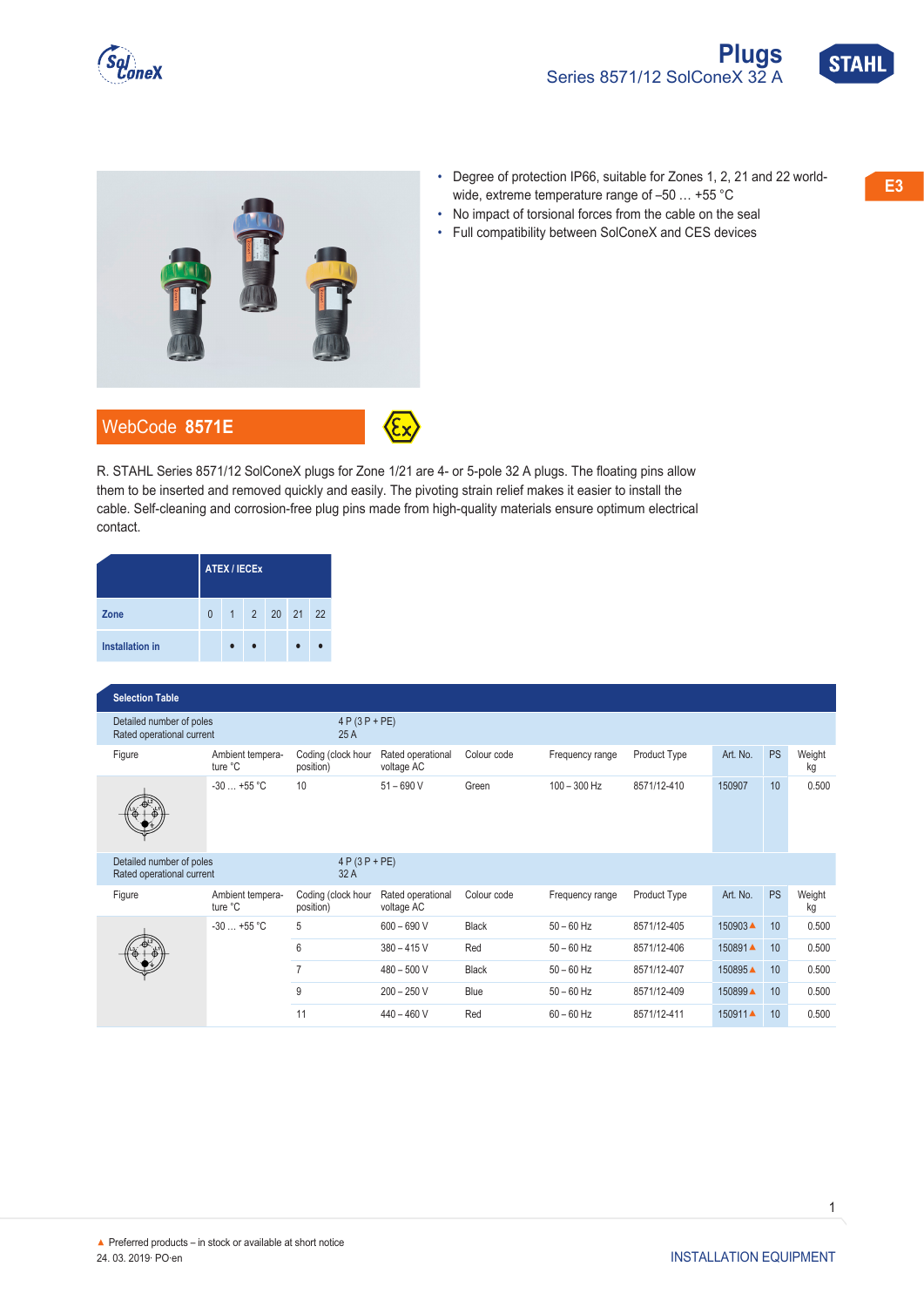# Plugs

Series 8571/12 SolConeX 32 A

E3

- Degree of protection IP66, suitable for Zones 1, 2, 21 and 22 worldwide, extreme temperature range of –50 … +55 °C
- No impact of torsional forces from the cable on the seal
- Full compatibility between SolConeX and CES devices

WebCode **8571E**

R. STAHL Series 8571/12 SolConeX plugs for Zone 1/21 are 4- or 5-pole 32 A plugs. The floating pins allow them to be inserted and removed quickly and easily. The pivoting strain relief makes it easier to install the cable. Self-cleaning and corrosion-free plug pins made from high-quality materials ensure optimum electrical contact.

| | ATEX / IECEx | | | | | |
|---|---|---|---|---|---|---|
| **Zone** | 0 | 1 | 2 | 20 | 21 | 22 |
| **Installation in** | | • | • | | • | • |

**Selection Table**

| Figure | Ambient temperature °C | Coding (clock hour position) | Rated operational voltage AC | Colour code | Frequency range | Product Type | Art. No. | PS | Weight kg |
|---|---|---|---|---|---|---|---|---|---|
| Detailed number of poles: 4 P (3 P + PE); Rated operational current: 25 A | | | | | | | | | |
| | -30 … +55 °C | 10 | 51 – 690 V | Green | 100 – 300 Hz | 8571/12-410 | 150907 | 10 | 0.500 |
| Detailed number of poles: 4 P (3 P + PE); Rated operational current: 32 A | | | | | | | | | |
| | -30 … +55 °C | 5 | 600 – 690 V | Black | 50 – 60 Hz | 8571/12-405 | 150903 ▲ | 10 | 0.500 |
| | | 6 | 380 – 415 V | Red | 50 – 60 Hz | 8571/12-406 | 150891 ▲ | 10 | 0.500 |
| | | 7 | 480 – 500 V | Black | 50 – 60 Hz | 8571/12-407 | 150895 ▲ | 10 | 0.500 |
| | | 9 | 200 – 250 V | Blue | 50 – 60 Hz | 8571/12-409 | 150899 ▲ | 10 | 0.500 |
| | | 11 | 440 – 460 V | Red | 60 – 60 Hz | 8571/12-411 | 150911 ▲ | 10 | 0.500 |

▲ Preferred products – in stock or available at short notice

24. 03. 2019· PO·en

INSTALLATION EQUIPMENT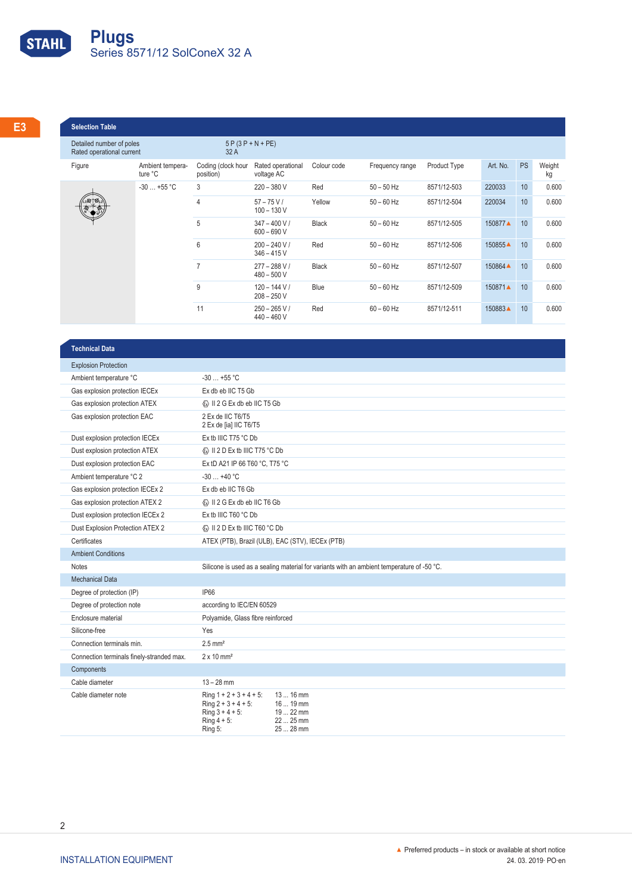# Plugs

## Series 8571/12 SolConeX 32 A

E3

### Selection Table

| Detailed number of poles<br>Rated operational current | | 5 P (3 P + N + PE)<br>32 A | | | | | | | |
|---|---|---|---|---|---|---|---|---|---|
| Figure | Ambient temperature °C | Coding (clock hour position) | Rated operational voltage AC | Colour code | Frequency range | Product Type | Art. No. | PS | Weight kg |
| | -30 … +55 °C | 3 | 220 – 380 V | Red | 50 – 50 Hz | 8571/12-503 | 220033 | 10 | 0.600 |
| | | 4 | 57 – 75 V /<br>100 – 130 V | Yellow | 50 – 60 Hz | 8571/12-504 | 220034 | 10 | 0.600 |
| | | 5 | 347 – 400 V /<br>600 – 690 V | Black | 50 – 60 Hz | 8571/12-505 | 150877 ▲ | 10 | 0.600 |
| | | 6 | 200 – 240 V /<br>346 – 415 V | Red | 50 – 60 Hz | 8571/12-506 | 150855 ▲ | 10 | 0.600 |
| | | 7 | 277 – 288 V /<br>480 – 500 V | Black | 50 – 60 Hz | 8571/12-507 | 150864 ▲ | 10 | 0.600 |
| | | 9 | 120 – 144 V /<br>208 – 250 V | Blue | 50 – 60 Hz | 8571/12-509 | 150871 ▲ | 10 | 0.600 |
| | | 11 | 250 – 265 V /<br>440 – 460 V | Red | 60 – 60 Hz | 8571/12-511 | 150883 ▲ | 10 | 0.600 |

### Technical Data

| | |
|---|---|
| **Explosion Protection** | |
| Ambient temperature °C | -30 … +55 °C |
| Gas explosion protection IECEx | Ex db eb IIC T5 Gb |
| Gas explosion protection ATEX | ⟨Ex⟩ II 2 G Ex db eb IIC T5 Gb |
| Gas explosion protection EAC | 2 Ex de IIC T6/T5<br>2 Ex de [ia] IIC T6/T5 |
| Dust explosion protection IECEx | Ex tb IIIC T75 °C Db |
| Dust explosion protection ATEX | ⟨Ex⟩ II 2 D Ex tb IIIC T75 °C Db |
| Dust explosion protection EAC | Ex tD A21 IP 66 T60 °C, T75 °C |
| Ambient temperature °C 2 | -30 … +40 °C |
| Gas explosion protection IECEx 2 | Ex db eb IIC T6 Gb |
| Gas explosion protection ATEX 2 | ⟨Ex⟩ II 2 G Ex db eb IIC T6 Gb |
| Dust explosion protection IECEx 2 | Ex tb IIIC T60 °C Db |
| Dust Explosion Protection ATEX 2 | ⟨Ex⟩ II 2 D Ex tb IIIC T60 °C Db |
| Certificates | ATEX (PTB), Brazil (ULB), EAC (STV), IECEx (PTB) |
| **Ambient Conditions** | |
| Notes | Silicone is used as a sealing material for variants with an ambient temperature of -50 °C. |
| **Mechanical Data** | |
| Degree of protection (IP) | IP66 |
| Degree of protection note | according to IEC/EN 60529 |
| Enclosure material | Polyamide, Glass fibre reinforced |
| Silicone-free | Yes |
| Connection terminals min. | 2.5 mm² |
| Connection terminals finely-stranded max. | 2 x 10 mm² |
| **Components** | |
| Cable diameter | 13 – 28 mm |
| Cable diameter note | Ring 1 + 2 + 3 + 4 + 5: 13 ... 16 mm<br>Ring 2 + 3 + 4 + 5: 16 ... 19 mm<br>Ring 3 + 4 + 5: 19 ... 22 mm<br>Ring 4 + 5: 22 ... 25 mm<br>Ring 5: 25 ... 28 mm |

▲ Preferred products – in stock or available at short notice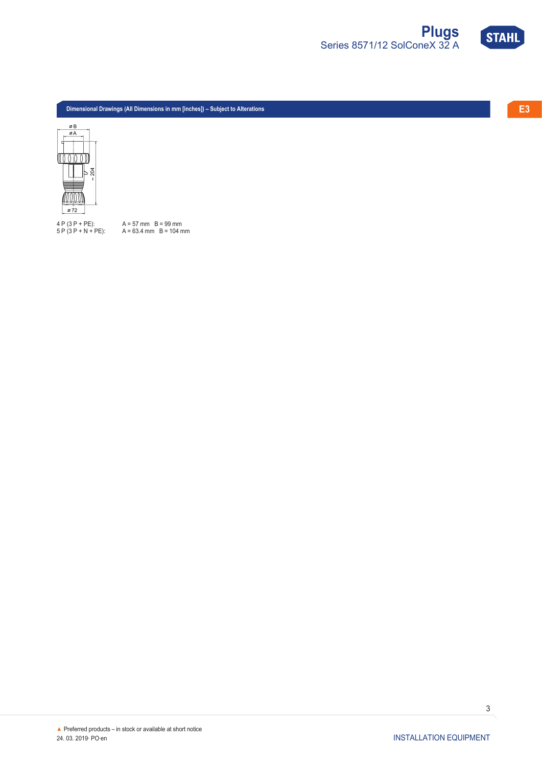## Dimensional Drawings (All Dimensions in mm [inches]) – Subject to Alterations

ø B
ø A
~ 204
ø 72

| | |
|---|---|
| 4 P (3 P + PE): | A = 57 mm   B = 99 mm |
| 5 P (3 P + N + PE): | A = 63.4 mm   B = 104 mm |

▲ Preferred products – in stock or available at short notice

24. 03. 2019· PO·en